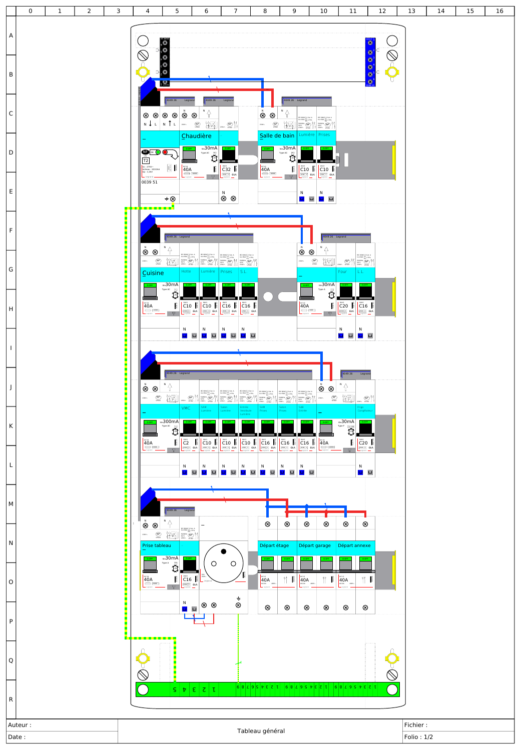# Tableau général

## Rangée 1

| Repère | Appareil |
|---|---|
| — | Parafoudre T2, 0039 51 |
| Chaudière | Interrupteur différentiel 40A 30mA Type AC |
| | Disjoncteur C32 |
| Salle de bain | Interrupteur différentiel 40A 30mA Type AC |
| Lumière | Disjoncteur C10 |
| Prises | Disjoncteur C10 |

## Rangée 2

| Repère | Appareil |
|---|---|
| Cuisine | Interrupteur différentiel 40A 30mA Type AC |
| Hotte | Disjoncteur C10 |
| Lumière | Disjoncteur C10 |
| Prises | Disjoncteur C16 |
| S.L | Disjoncteur C16 |
| — | Interrupteur différentiel 40A 30mA Type A |
| Four | Disjoncteur C20 |
| L.L | Disjoncteur C16 |

## Rangée 3

| Repère | Appareil |
|---|---|
| — | Interrupteur différentiel 40A 300mA Type AC |
| VMC | Disjoncteur C2 |
| SAM Lumière | Disjoncteur C10 |
| Salon Lumière | Disjoncteur C10 |
| Entrée Vestibule Lumière | Disjoncteur C10 |
| SAM Prises | Disjoncteur C16 |
| Salon Prises | Disjoncteur C16 |
| SdB Entrée | Disjoncteur C16 |
| — | Interrupteur différentiel 40A 30mA Type F |
| Frigo Congélateur | Disjoncteur C20 |

## Rangée 4

| Repère | Appareil |
|---|---|
| Prise tableau | Interrupteur différentiel 40A 30mA Type A |
| | Disjoncteur C16 |
| | Prise de courant |
| Départ étage | Interrupteur 40A |
| Départ garage | Interrupteur 40A |
| Départ annexe | Interrupteur 40A |

Auteur :

Date :

Fichier :

Folio : 1/2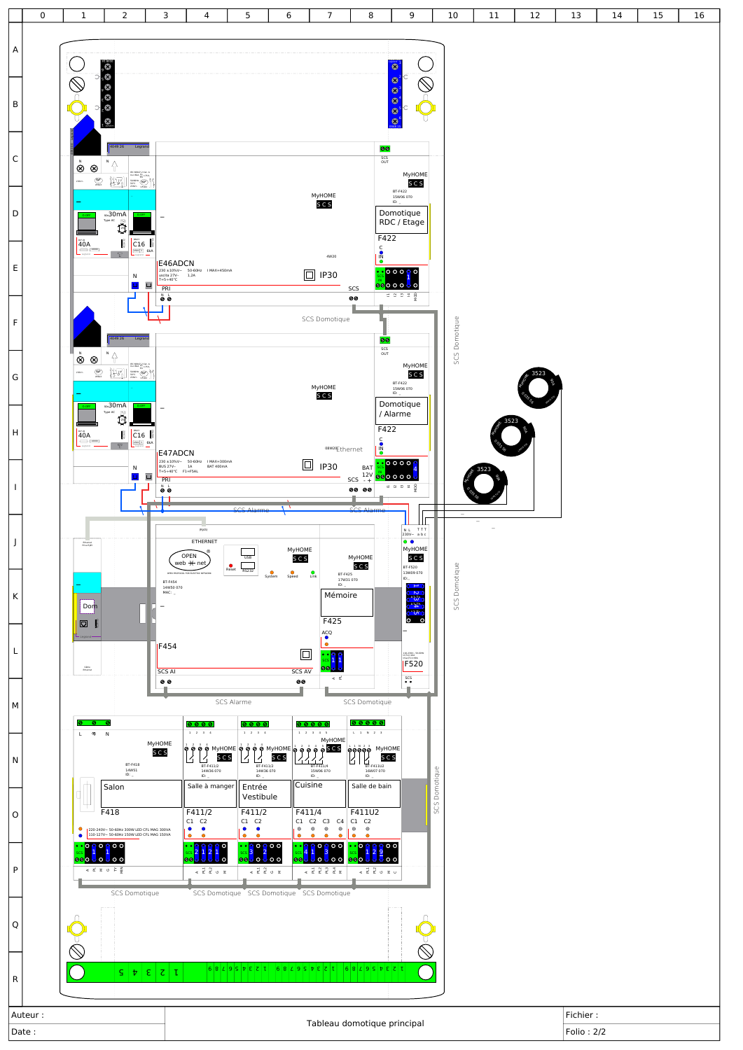E46ADCN

230 ±10%V~ 50-60Hz I MAX=450mA
uscita 27V- 1,2A
T=5÷40°C

IP30

MyHOME SCS

Domotique RDC / Etage

F422

SCS Domotique

E47ADCN

230 ±10%V~ 50-60Hz I MAX=300mA
BUS 27V- 1A BAT 400mA
T=5÷40°C F1=F5AL

IP30

MyHOME SCS

Domotique / Alarme

F422

Ethernet

SCS Alarme

SCS Alarme

SCS Domotique

F454

ETHERNET

OPEN web net

MyHOME SCS

Mémoire

F425

MyHOME SCS

F520

SCS AI

SCS AV

SCS Alarme

SCS Domotique

SCS Domotique

MyHOME SCS

Salon

F418

220-240V~ 50-60Hz 300W LED CFL MAG 300VA
110-127V~ 50-60Hz 150W LED CFL MAG 150VA

Salle à manger

F411/2

Entrée Vestibule

F411/2

Cuisine

F411/4

Salle de bain

F411U2

SCS Domotique SCS Domotique SCS Domotique SCS Domotique

3523

| Auteur : | Tableau domotique principal | Fichier : |
|---|---|---|
| Date : | | Folio : 2/2 |